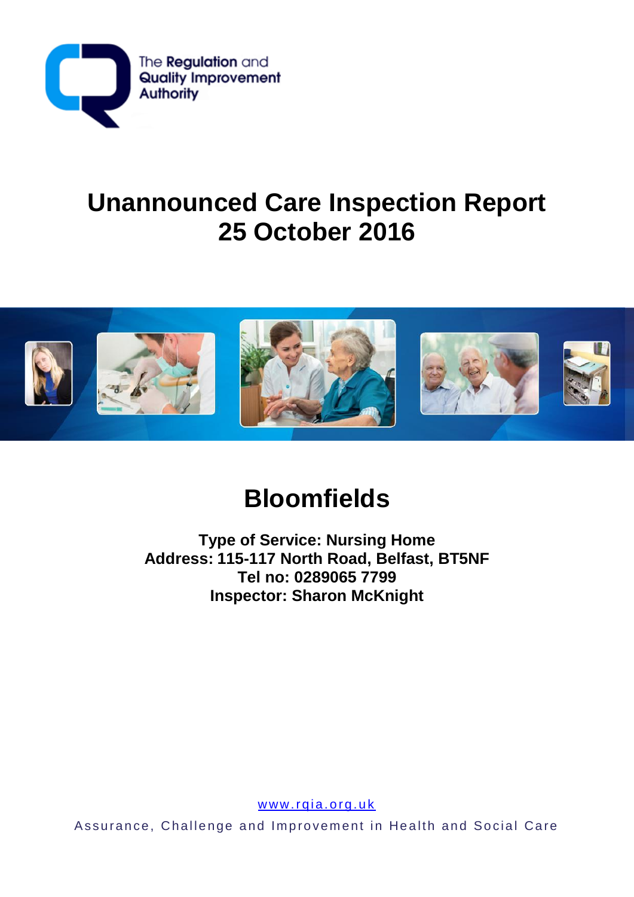The Regulation and Quality Improvement Authority

# Unannounced Care Inspection Report
# 25 October 2016

## Bloomfields

**Type of Service: Nursing Home**
**Address: 115-117 North Road, Belfast, BT5NF**
**Tel no: 0289065 7799**
**Inspector: Sharon McKnight**

www.rqia.org.uk

Assurance, Challenge and Improvement in Health and Social Care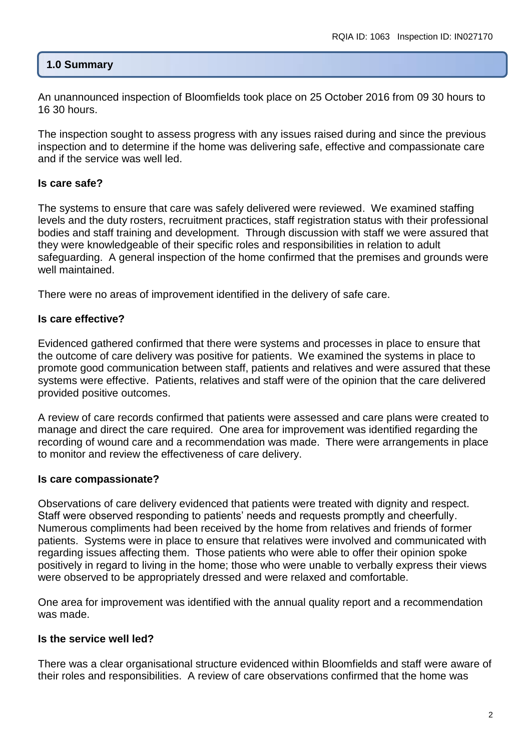## 1.0 Summary

An unannounced inspection of Bloomfields took place on 25 October 2016 from 09 30 hours to 16 30 hours.

The inspection sought to assess progress with any issues raised during and since the previous inspection and to determine if the home was delivering safe, effective and compassionate care and if the service was well led.

### Is care safe?

The systems to ensure that care was safely delivered were reviewed. We examined staffing levels and the duty rosters, recruitment practices, staff registration status with their professional bodies and staff training and development. Through discussion with staff we were assured that they were knowledgeable of their specific roles and responsibilities in relation to adult safeguarding. A general inspection of the home confirmed that the premises and grounds were well maintained.

There were no areas of improvement identified in the delivery of safe care.

### Is care effective?

Evidenced gathered confirmed that there were systems and processes in place to ensure that the outcome of care delivery was positive for patients. We examined the systems in place to promote good communication between staff, patients and relatives and were assured that these systems were effective. Patients, relatives and staff were of the opinion that the care delivered provided positive outcomes.

A review of care records confirmed that patients were assessed and care plans were created to manage and direct the care required. One area for improvement was identified regarding the recording of wound care and a recommendation was made. There were arrangements in place to monitor and review the effectiveness of care delivery.

### Is care compassionate?

Observations of care delivery evidenced that patients were treated with dignity and respect. Staff were observed responding to patients' needs and requests promptly and cheerfully. Numerous compliments had been received by the home from relatives and friends of former patients. Systems were in place to ensure that relatives were involved and communicated with regarding issues affecting them. Those patients who were able to offer their opinion spoke positively in regard to living in the home; those who were unable to verbally express their views were observed to be appropriately dressed and were relaxed and comfortable.

One area for improvement was identified with the annual quality report and a recommendation was made.

### Is the service well led?

There was a clear organisational structure evidenced within Bloomfields and staff were aware of their roles and responsibilities. A review of care observations confirmed that the home was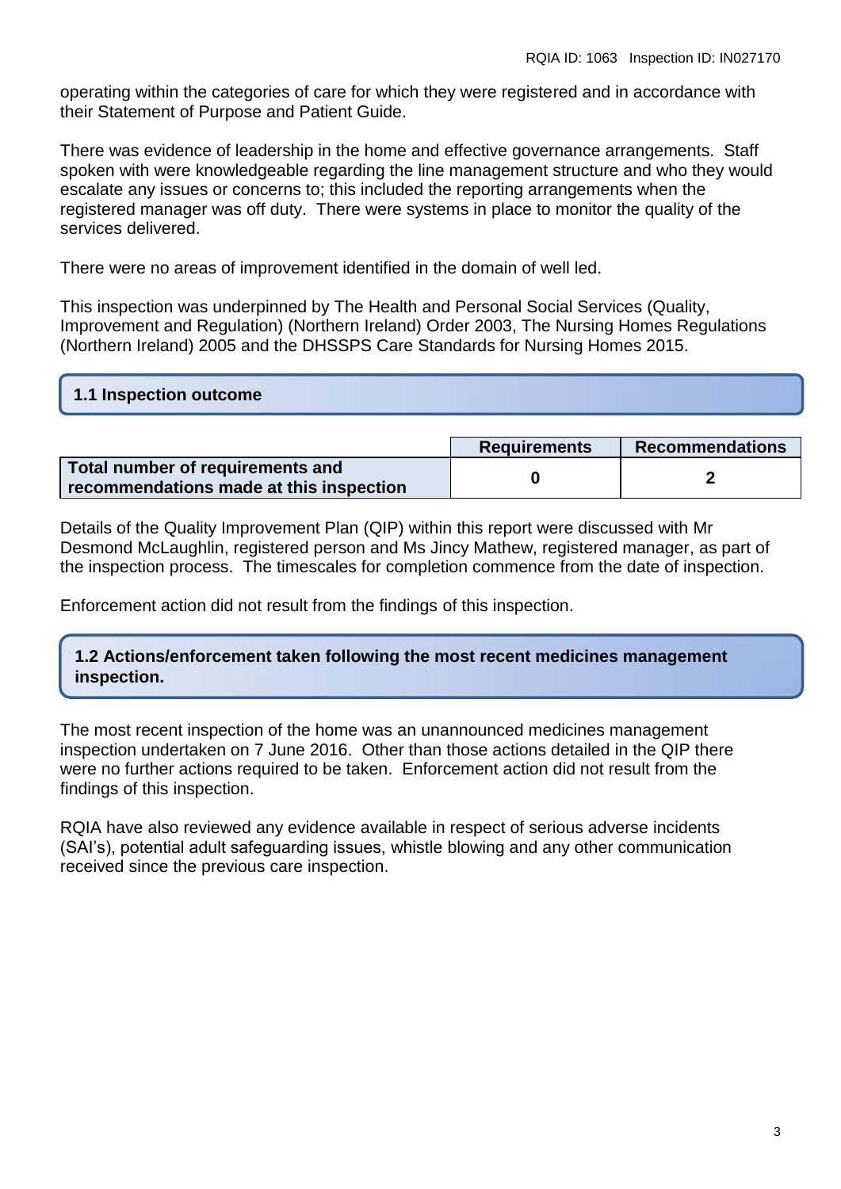operating within the categories of care for which they were registered and in accordance with their Statement of Purpose and Patient Guide.

There was evidence of leadership in the home and effective governance arrangements. Staff spoken with were knowledgeable regarding the line management structure and who they would escalate any issues or concerns to; this included the reporting arrangements when the registered manager was off duty. There were systems in place to monitor the quality of the services delivered.

There were no areas of improvement identified in the domain of well led.

This inspection was underpinned by The Health and Personal Social Services (Quality, Improvement and Regulation) (Northern Ireland) Order 2003, The Nursing Homes Regulations (Northern Ireland) 2005 and the DHSSPS Care Standards for Nursing Homes 2015.

## 1.1 Inspection outcome

| | Requirements | Recommendations |
|---|---|---|
| **Total number of requirements and recommendations made at this inspection** | 0 | 2 |

Details of the Quality Improvement Plan (QIP) within this report were discussed with Mr Desmond McLaughlin, registered person and Ms Jincy Mathew, registered manager, as part of the inspection process. The timescales for completion commence from the date of inspection.

Enforcement action did not result from the findings of this inspection.

## 1.2 Actions/enforcement taken following the most recent medicines management inspection.

The most recent inspection of the home was an unannounced medicines management inspection undertaken on 7 June 2016. Other than those actions detailed in the QIP there were no further actions required to be taken. Enforcement action did not result from the findings of this inspection.

RQIA have also reviewed any evidence available in respect of serious adverse incidents (SAI's), potential adult safeguarding issues, whistle blowing and any other communication received since the previous care inspection.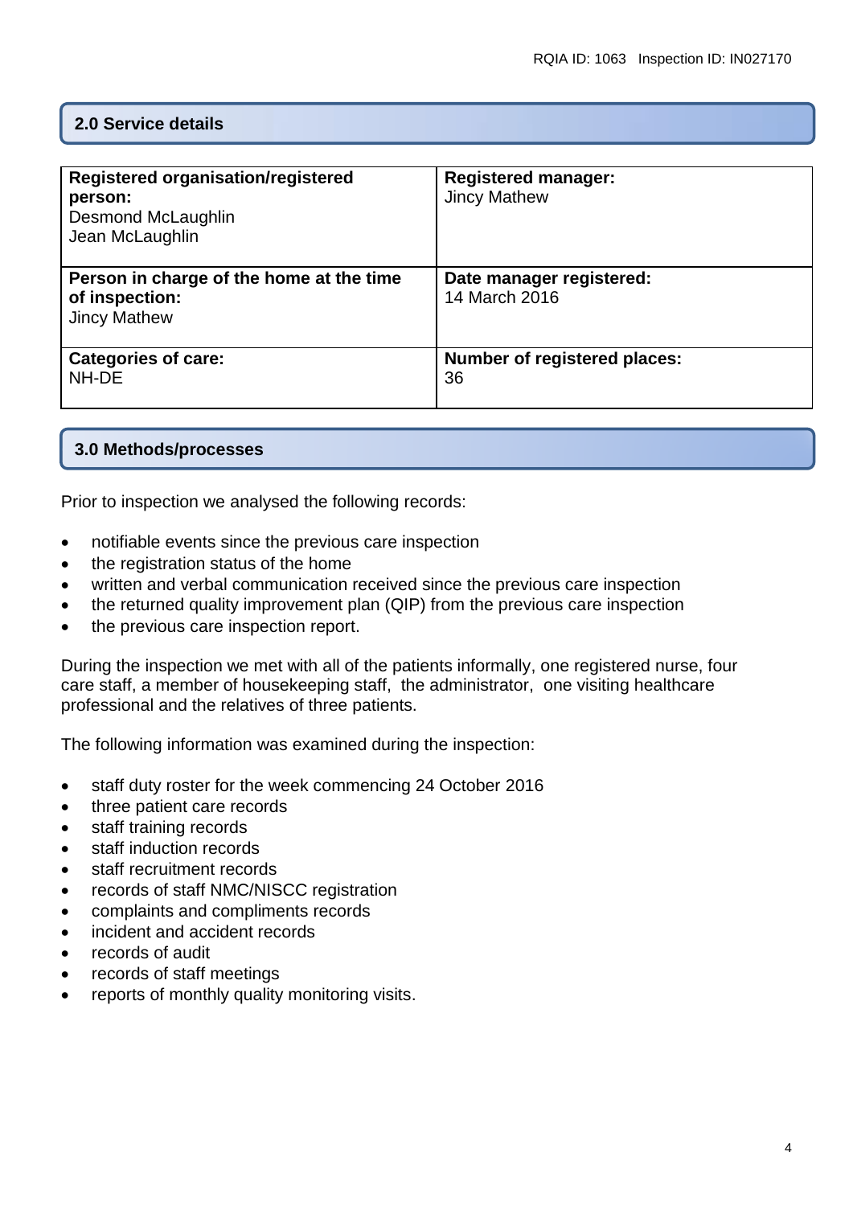## 2.0 Service details

| **Registered organisation/registered person:**<br>Desmond McLaughlin<br>Jean McLaughlin | **Registered manager:**<br>Jincy Mathew |
|---|---|
| **Person in charge of the home at the time of inspection:**<br>Jincy Mathew | **Date manager registered:**<br>14 March 2016 |
| **Categories of care:**<br>NH-DE | **Number of registered places:**<br>36 |

## 3.0 Methods/processes

Prior to inspection we analysed the following records:

- notifiable events since the previous care inspection
- the registration status of the home
- written and verbal communication received since the previous care inspection
- the returned quality improvement plan (QIP) from the previous care inspection
- the previous care inspection report.

During the inspection we met with all of the patients informally, one registered nurse, four care staff, a member of housekeeping staff, the administrator, one visiting healthcare professional and the relatives of three patients.

The following information was examined during the inspection:

- staff duty roster for the week commencing 24 October 2016
- three patient care records
- staff training records
- staff induction records
- staff recruitment records
- records of staff NMC/NISCC registration
- complaints and compliments records
- incident and accident records
- records of audit
- records of staff meetings
- reports of monthly quality monitoring visits.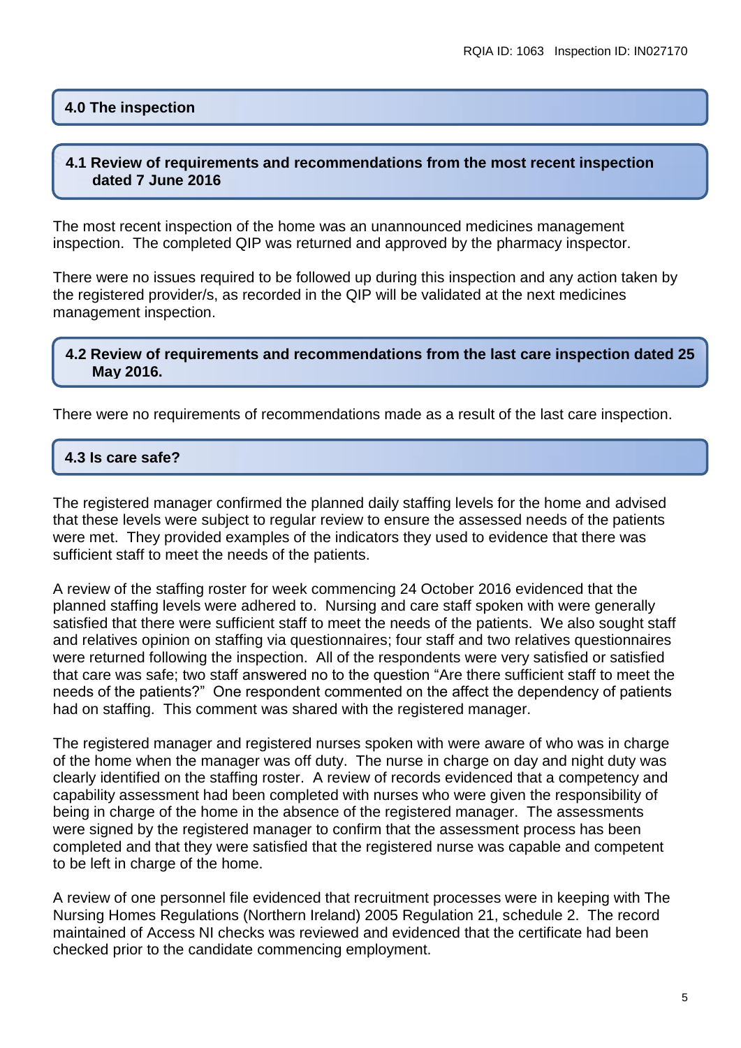## 4.0 The inspection

### 4.1 Review of requirements and recommendations from the most recent inspection dated 7 June 2016

The most recent inspection of the home was an unannounced medicines management inspection. The completed QIP was returned and approved by the pharmacy inspector.

There were no issues required to be followed up during this inspection and any action taken by the registered provider/s, as recorded in the QIP will be validated at the next medicines management inspection.

### 4.2 Review of requirements and recommendations from the last care inspection dated 25 May 2016.

There were no requirements of recommendations made as a result of the last care inspection.

### 4.3 Is care safe?

The registered manager confirmed the planned daily staffing levels for the home and advised that these levels were subject to regular review to ensure the assessed needs of the patients were met. They provided examples of the indicators they used to evidence that there was sufficient staff to meet the needs of the patients.

A review of the staffing roster for week commencing 24 October 2016 evidenced that the planned staffing levels were adhered to. Nursing and care staff spoken with were generally satisfied that there were sufficient staff to meet the needs of the patients. We also sought staff and relatives opinion on staffing via questionnaires; four staff and two relatives questionnaires were returned following the inspection. All of the respondents were very satisfied or satisfied that care was safe; two staff answered no to the question "Are there sufficient staff to meet the needs of the patients?" One respondent commented on the affect the dependency of patients had on staffing. This comment was shared with the registered manager.

The registered manager and registered nurses spoken with were aware of who was in charge of the home when the manager was off duty. The nurse in charge on day and night duty was clearly identified on the staffing roster. A review of records evidenced that a competency and capability assessment had been completed with nurses who were given the responsibility of being in charge of the home in the absence of the registered manager. The assessments were signed by the registered manager to confirm that the assessment process has been completed and that they were satisfied that the registered nurse was capable and competent to be left in charge of the home.

A review of one personnel file evidenced that recruitment processes were in keeping with The Nursing Homes Regulations (Northern Ireland) 2005 Regulation 21, schedule 2. The record maintained of Access NI checks was reviewed and evidenced that the certificate had been checked prior to the candidate commencing employment.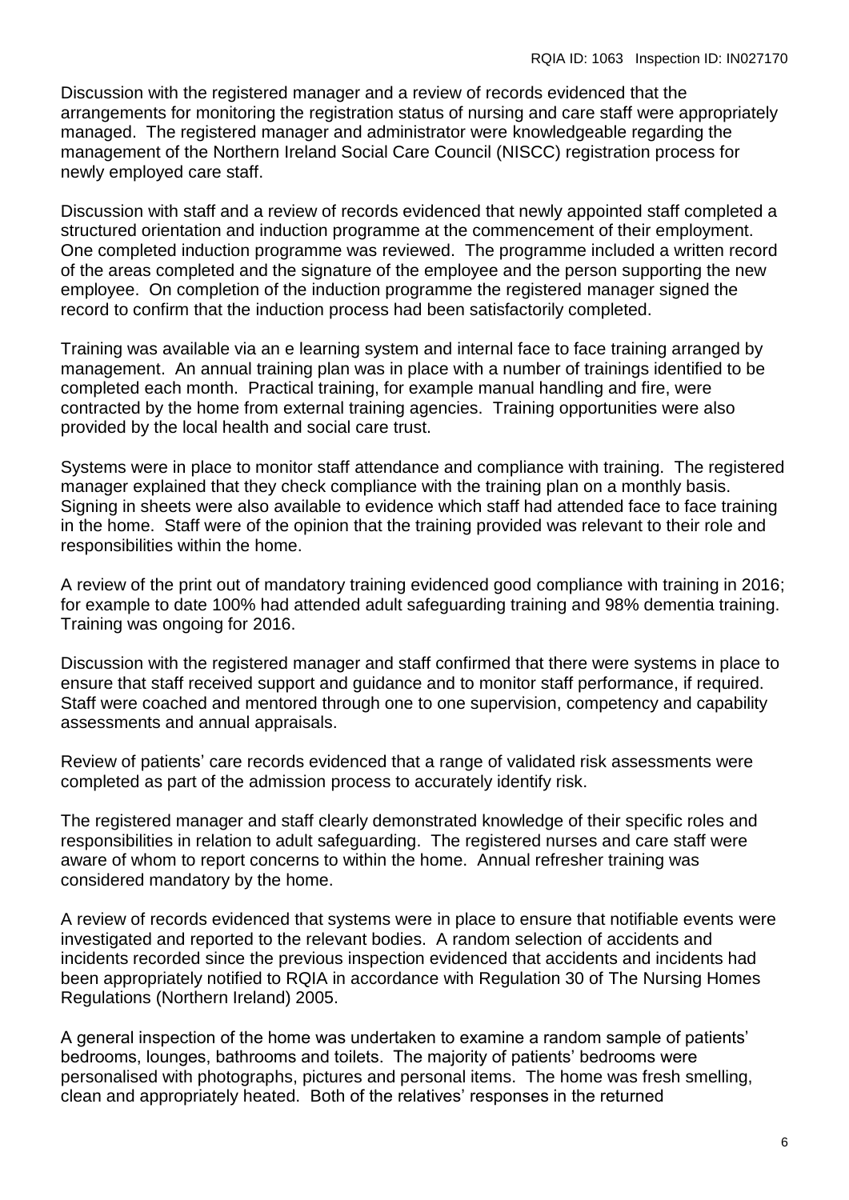Discussion with the registered manager and a review of records evidenced that the arrangements for monitoring the registration status of nursing and care staff were appropriately managed. The registered manager and administrator were knowledgeable regarding the management of the Northern Ireland Social Care Council (NISCC) registration process for newly employed care staff.

Discussion with staff and a review of records evidenced that newly appointed staff completed a structured orientation and induction programme at the commencement of their employment. One completed induction programme was reviewed. The programme included a written record of the areas completed and the signature of the employee and the person supporting the new employee. On completion of the induction programme the registered manager signed the record to confirm that the induction process had been satisfactorily completed.

Training was available via an e learning system and internal face to face training arranged by management. An annual training plan was in place with a number of trainings identified to be completed each month. Practical training, for example manual handling and fire, were contracted by the home from external training agencies. Training opportunities were also provided by the local health and social care trust.

Systems were in place to monitor staff attendance and compliance with training. The registered manager explained that they check compliance with the training plan on a monthly basis. Signing in sheets were also available to evidence which staff had attended face to face training in the home. Staff were of the opinion that the training provided was relevant to their role and responsibilities within the home.

A review of the print out of mandatory training evidenced good compliance with training in 2016; for example to date 100% had attended adult safeguarding training and 98% dementia training. Training was ongoing for 2016.

Discussion with the registered manager and staff confirmed that there were systems in place to ensure that staff received support and guidance and to monitor staff performance, if required. Staff were coached and mentored through one to one supervision, competency and capability assessments and annual appraisals.

Review of patients' care records evidenced that a range of validated risk assessments were completed as part of the admission process to accurately identify risk.

The registered manager and staff clearly demonstrated knowledge of their specific roles and responsibilities in relation to adult safeguarding. The registered nurses and care staff were aware of whom to report concerns to within the home. Annual refresher training was considered mandatory by the home.

A review of records evidenced that systems were in place to ensure that notifiable events were investigated and reported to the relevant bodies. A random selection of accidents and incidents recorded since the previous inspection evidenced that accidents and incidents had been appropriately notified to RQIA in accordance with Regulation 30 of The Nursing Homes Regulations (Northern Ireland) 2005.

A general inspection of the home was undertaken to examine a random sample of patients' bedrooms, lounges, bathrooms and toilets. The majority of patients' bedrooms were personalised with photographs, pictures and personal items. The home was fresh smelling, clean and appropriately heated. Both of the relatives' responses in the returned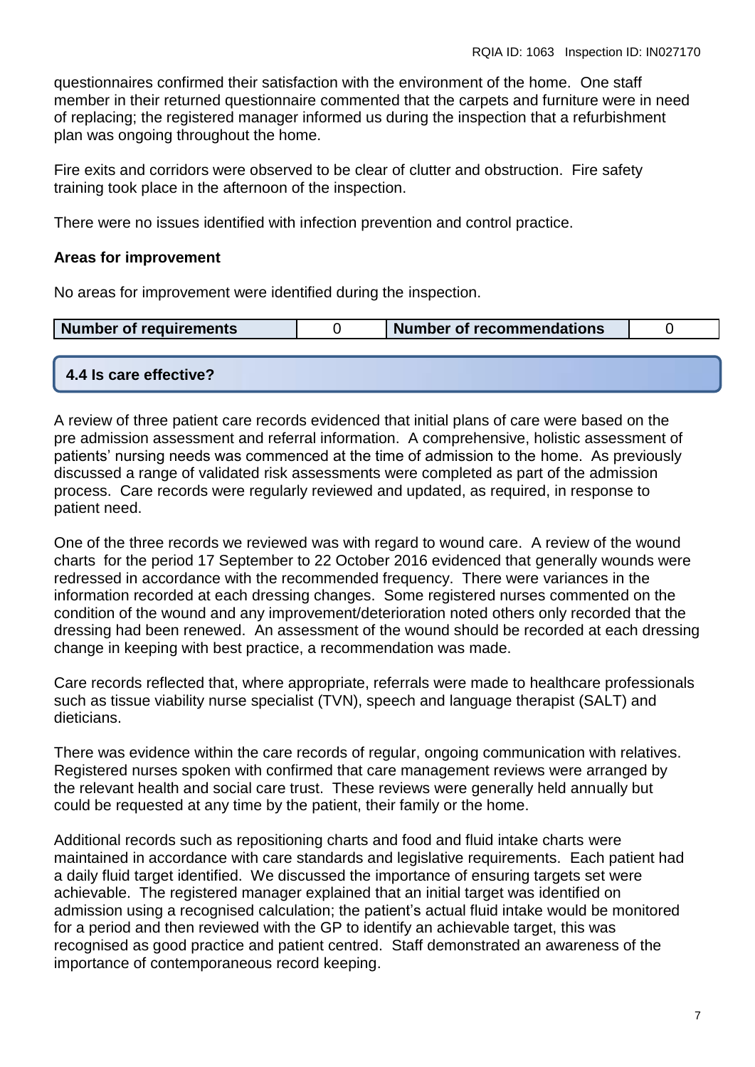questionnaires confirmed their satisfaction with the environment of the home. One staff member in their returned questionnaire commented that the carpets and furniture were in need of replacing; the registered manager informed us during the inspection that a refurbishment plan was ongoing throughout the home.

Fire exits and corridors were observed to be clear of clutter and obstruction. Fire safety training took place in the afternoon of the inspection.

There were no issues identified with infection prevention and control practice.

**Areas for improvement**

No areas for improvement were identified during the inspection.

| Number of requirements | 0 | Number of recommendations | 0 |
|---|---|---|---|

## 4.4 Is care effective?

A review of three patient care records evidenced that initial plans of care were based on the pre admission assessment and referral information. A comprehensive, holistic assessment of patients' nursing needs was commenced at the time of admission to the home. As previously discussed a range of validated risk assessments were completed as part of the admission process. Care records were regularly reviewed and updated, as required, in response to patient need.

One of the three records we reviewed was with regard to wound care. A review of the wound charts for the period 17 September to 22 October 2016 evidenced that generally wounds were redressed in accordance with the recommended frequency. There were variances in the information recorded at each dressing changes. Some registered nurses commented on the condition of the wound and any improvement/deterioration noted others only recorded that the dressing had been renewed. An assessment of the wound should be recorded at each dressing change in keeping with best practice, a recommendation was made.

Care records reflected that, where appropriate, referrals were made to healthcare professionals such as tissue viability nurse specialist (TVN), speech and language therapist (SALT) and dieticians.

There was evidence within the care records of regular, ongoing communication with relatives. Registered nurses spoken with confirmed that care management reviews were arranged by the relevant health and social care trust. These reviews were generally held annually but could be requested at any time by the patient, their family or the home.

Additional records such as repositioning charts and food and fluid intake charts were maintained in accordance with care standards and legislative requirements. Each patient had a daily fluid target identified. We discussed the importance of ensuring targets set were achievable. The registered manager explained that an initial target was identified on admission using a recognised calculation; the patient's actual fluid intake would be monitored for a period and then reviewed with the GP to identify an achievable target, this was recognised as good practice and patient centred. Staff demonstrated an awareness of the importance of contemporaneous record keeping.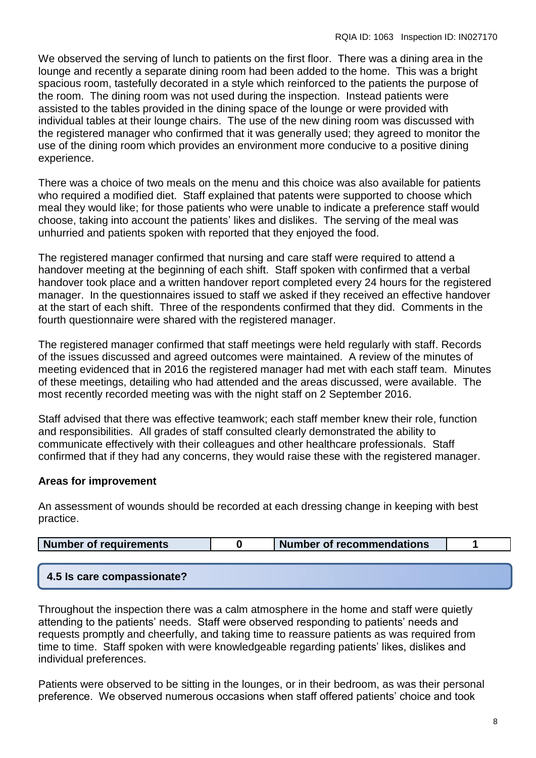We observed the serving of lunch to patients on the first floor. There was a dining area in the lounge and recently a separate dining room had been added to the home. This was a bright spacious room, tastefully decorated in a style which reinforced to the patients the purpose of the room. The dining room was not used during the inspection. Instead patients were assisted to the tables provided in the dining space of the lounge or were provided with individual tables at their lounge chairs. The use of the new dining room was discussed with the registered manager who confirmed that it was generally used; they agreed to monitor the use of the dining room which provides an environment more conducive to a positive dining experience.

There was a choice of two meals on the menu and this choice was also available for patients who required a modified diet. Staff explained that patents were supported to choose which meal they would like; for those patients who were unable to indicate a preference staff would choose, taking into account the patients' likes and dislikes. The serving of the meal was unhurried and patients spoken with reported that they enjoyed the food.

The registered manager confirmed that nursing and care staff were required to attend a handover meeting at the beginning of each shift. Staff spoken with confirmed that a verbal handover took place and a written handover report completed every 24 hours for the registered manager. In the questionnaires issued to staff we asked if they received an effective handover at the start of each shift. Three of the respondents confirmed that they did. Comments in the fourth questionnaire were shared with the registered manager.

The registered manager confirmed that staff meetings were held regularly with staff. Records of the issues discussed and agreed outcomes were maintained. A review of the minutes of meeting evidenced that in 2016 the registered manager had met with each staff team. Minutes of these meetings, detailing who had attended and the areas discussed, were available. The most recently recorded meeting was with the night staff on 2 September 2016.

Staff advised that there was effective teamwork; each staff member knew their role, function and responsibilities. All grades of staff consulted clearly demonstrated the ability to communicate effectively with their colleagues and other healthcare professionals. Staff confirmed that if they had any concerns, they would raise these with the registered manager.

**Areas for improvement**

An assessment of wounds should be recorded at each dressing change in keeping with best practice.

| Number of requirements | 0 | Number of recommendations | 1 |
|---|---|---|---|

## 4.5 Is care compassionate?

Throughout the inspection there was a calm atmosphere in the home and staff were quietly attending to the patients' needs. Staff were observed responding to patients' needs and requests promptly and cheerfully, and taking time to reassure patients as was required from time to time. Staff spoken with were knowledgeable regarding patients' likes, dislikes and individual preferences.

Patients were observed to be sitting in the lounges, or in their bedroom, as was their personal preference. We observed numerous occasions when staff offered patients' choice and took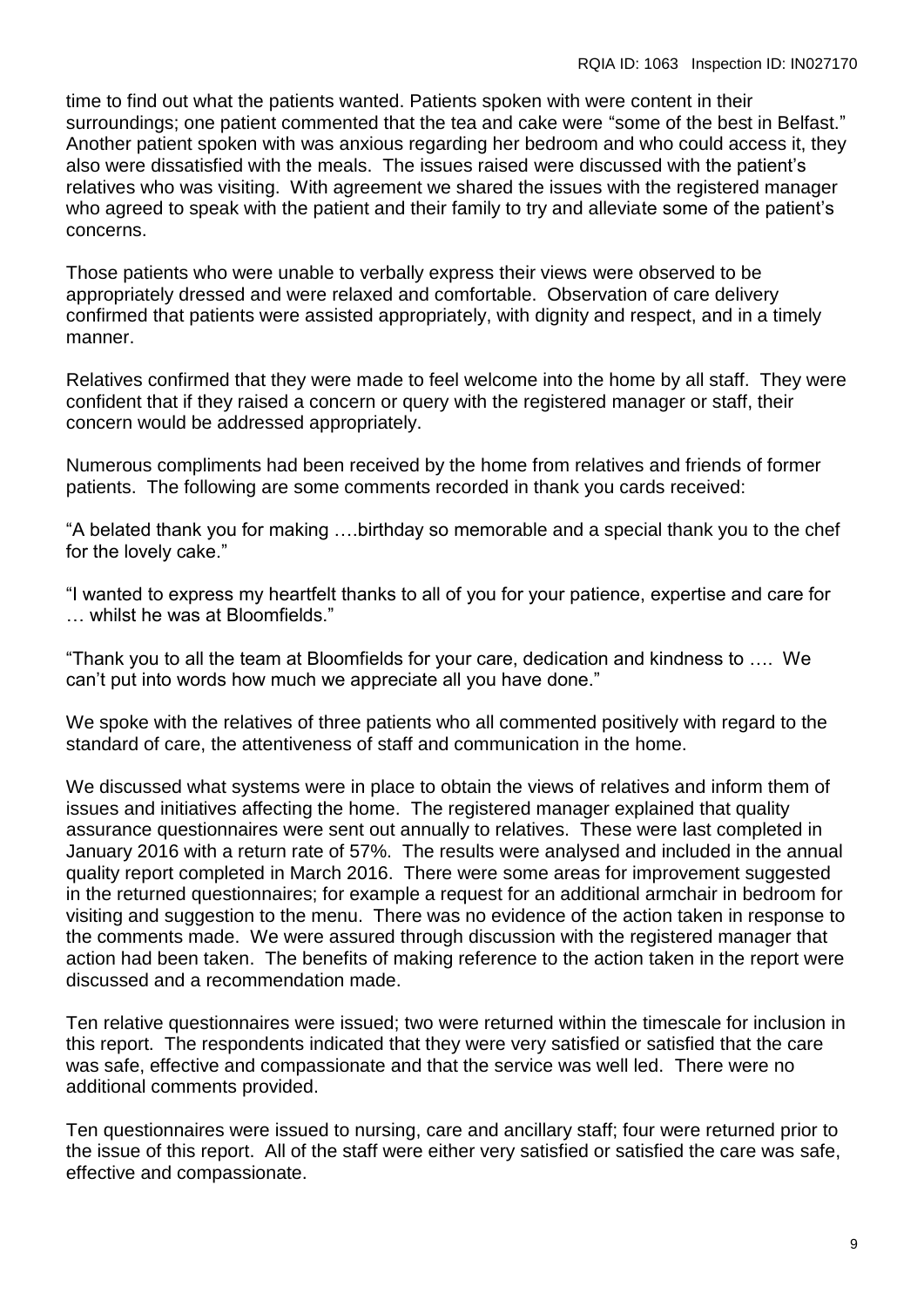time to find out what the patients wanted. Patients spoken with were content in their surroundings; one patient commented that the tea and cake were "some of the best in Belfast." Another patient spoken with was anxious regarding her bedroom and who could access it, they also were dissatisfied with the meals. The issues raised were discussed with the patient's relatives who was visiting. With agreement we shared the issues with the registered manager who agreed to speak with the patient and their family to try and alleviate some of the patient's concerns.

Those patients who were unable to verbally express their views were observed to be appropriately dressed and were relaxed and comfortable. Observation of care delivery confirmed that patients were assisted appropriately, with dignity and respect, and in a timely manner.

Relatives confirmed that they were made to feel welcome into the home by all staff. They were confident that if they raised a concern or query with the registered manager or staff, their concern would be addressed appropriately.

Numerous compliments had been received by the home from relatives and friends of former patients. The following are some comments recorded in thank you cards received:

"A belated thank you for making ….birthday so memorable and a special thank you to the chef for the lovely cake."

"I wanted to express my heartfelt thanks to all of you for your patience, expertise and care for … whilst he was at Bloomfields."

"Thank you to all the team at Bloomfields for your care, dedication and kindness to …. We can't put into words how much we appreciate all you have done."

We spoke with the relatives of three patients who all commented positively with regard to the standard of care, the attentiveness of staff and communication in the home.

We discussed what systems were in place to obtain the views of relatives and inform them of issues and initiatives affecting the home. The registered manager explained that quality assurance questionnaires were sent out annually to relatives. These were last completed in January 2016 with a return rate of 57%. The results were analysed and included in the annual quality report completed in March 2016. There were some areas for improvement suggested in the returned questionnaires; for example a request for an additional armchair in bedroom for visiting and suggestion to the menu. There was no evidence of the action taken in response to the comments made. We were assured through discussion with the registered manager that action had been taken. The benefits of making reference to the action taken in the report were discussed and a recommendation made.

Ten relative questionnaires were issued; two were returned within the timescale for inclusion in this report. The respondents indicated that they were very satisfied or satisfied that the care was safe, effective and compassionate and that the service was well led. There were no additional comments provided.

Ten questionnaires were issued to nursing, care and ancillary staff; four were returned prior to the issue of this report. All of the staff were either very satisfied or satisfied the care was safe, effective and compassionate.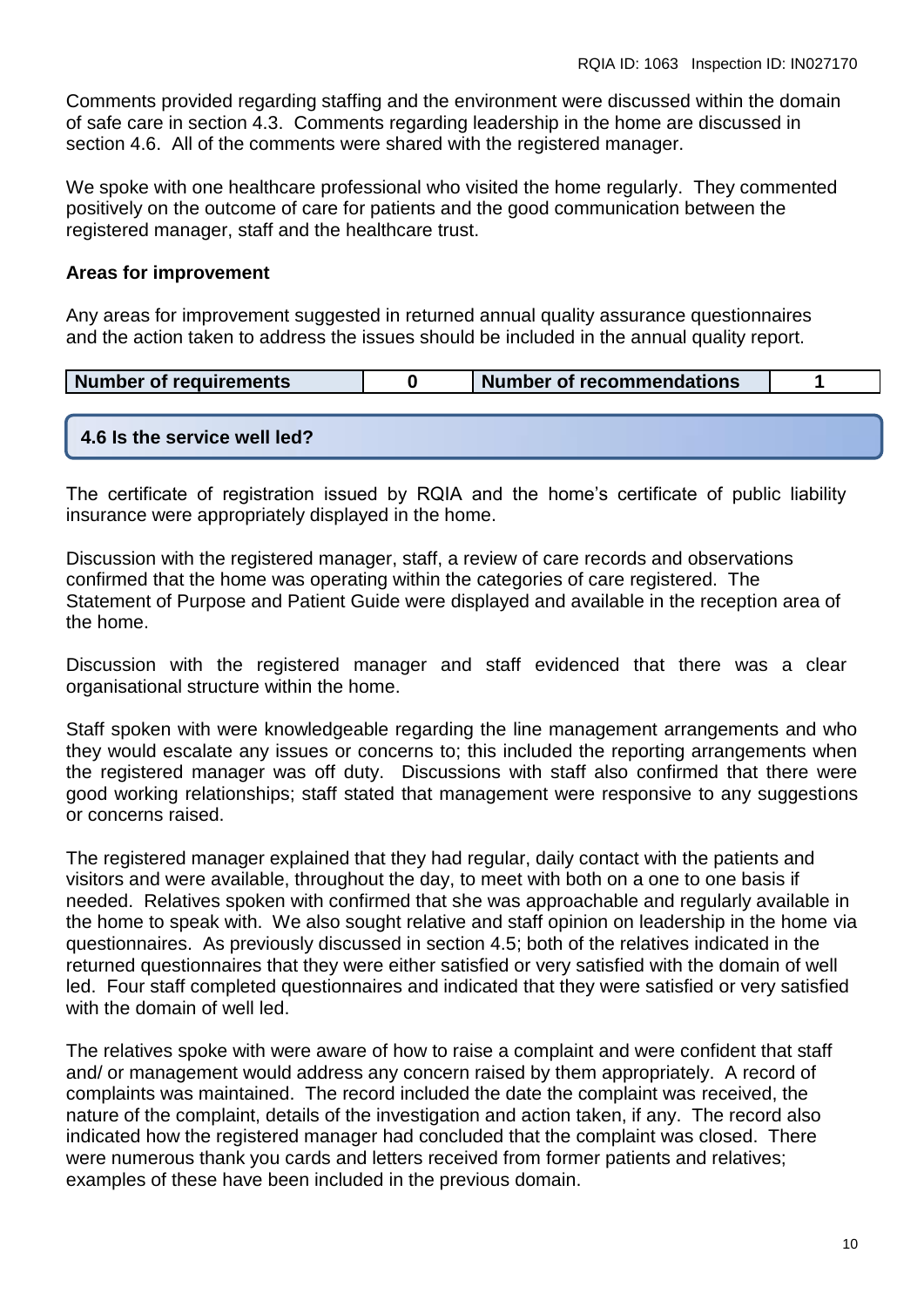Comments provided regarding staffing and the environment were discussed within the domain of safe care in section 4.3. Comments regarding leadership in the home are discussed in section 4.6. All of the comments were shared with the registered manager.

We spoke with one healthcare professional who visited the home regularly. They commented positively on the outcome of care for patients and the good communication between the registered manager, staff and the healthcare trust.

**Areas for improvement**

Any areas for improvement suggested in returned annual quality assurance questionnaires and the action taken to address the issues should be included in the annual quality report.

| Number of requirements | 0 | Number of recommendations | 1 |
|---|---|---|---|

## 4.6 Is the service well led?

The certificate of registration issued by RQIA and the home's certificate of public liability insurance were appropriately displayed in the home.

Discussion with the registered manager, staff, a review of care records and observations confirmed that the home was operating within the categories of care registered. The Statement of Purpose and Patient Guide were displayed and available in the reception area of the home.

Discussion with the registered manager and staff evidenced that there was a clear organisational structure within the home.

Staff spoken with were knowledgeable regarding the line management arrangements and who they would escalate any issues or concerns to; this included the reporting arrangements when the registered manager was off duty. Discussions with staff also confirmed that there were good working relationships; staff stated that management were responsive to any suggestions or concerns raised.

The registered manager explained that they had regular, daily contact with the patients and visitors and were available, throughout the day, to meet with both on a one to one basis if needed. Relatives spoken with confirmed that she was approachable and regularly available in the home to speak with. We also sought relative and staff opinion on leadership in the home via questionnaires. As previously discussed in section 4.5; both of the relatives indicated in the returned questionnaires that they were either satisfied or very satisfied with the domain of well led. Four staff completed questionnaires and indicated that they were satisfied or very satisfied with the domain of well led.

The relatives spoke with were aware of how to raise a complaint and were confident that staff and/ or management would address any concern raised by them appropriately. A record of complaints was maintained. The record included the date the complaint was received, the nature of the complaint, details of the investigation and action taken, if any. The record also indicated how the registered manager had concluded that the complaint was closed. There were numerous thank you cards and letters received from former patients and relatives; examples of these have been included in the previous domain.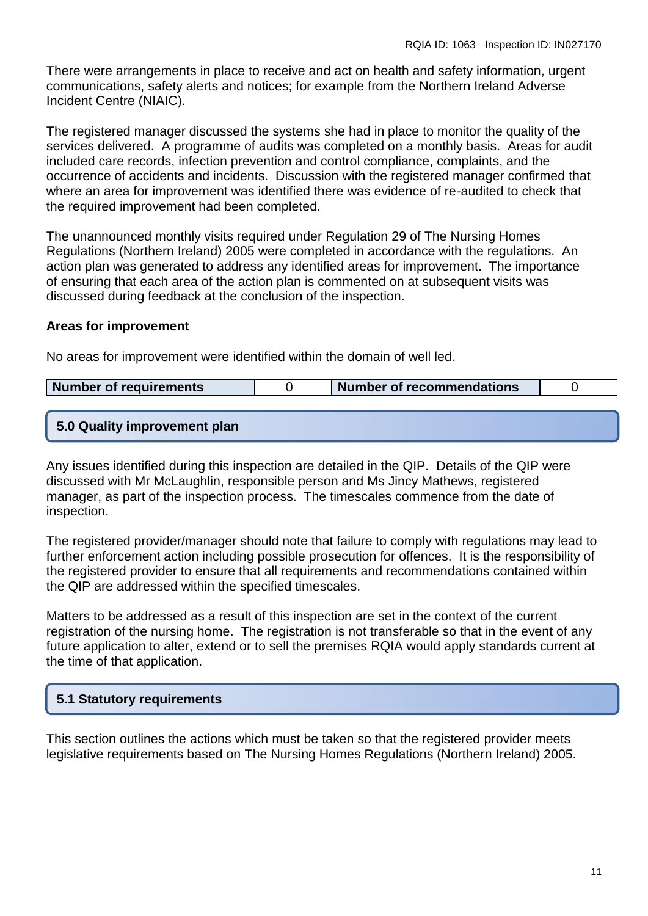There were arrangements in place to receive and act on health and safety information, urgent communications, safety alerts and notices; for example from the Northern Ireland Adverse Incident Centre (NIAIC).

The registered manager discussed the systems she had in place to monitor the quality of the services delivered. A programme of audits was completed on a monthly basis. Areas for audit included care records, infection prevention and control compliance, complaints, and the occurrence of accidents and incidents. Discussion with the registered manager confirmed that where an area for improvement was identified there was evidence of re-audited to check that the required improvement had been completed.

The unannounced monthly visits required under Regulation 29 of The Nursing Homes Regulations (Northern Ireland) 2005 were completed in accordance with the regulations. An action plan was generated to address any identified areas for improvement. The importance of ensuring that each area of the action plan is commented on at subsequent visits was discussed during feedback at the conclusion of the inspection.

**Areas for improvement**

No areas for improvement were identified within the domain of well led.

| Number of requirements | 0 | Number of recommendations | 0 |
|---|---|---|---|

## 5.0 Quality improvement plan

Any issues identified during this inspection are detailed in the QIP. Details of the QIP were discussed with Mr McLaughlin, responsible person and Ms Jincy Mathews, registered manager, as part of the inspection process. The timescales commence from the date of inspection.

The registered provider/manager should note that failure to comply with regulations may lead to further enforcement action including possible prosecution for offences. It is the responsibility of the registered provider to ensure that all requirements and recommendations contained within the QIP are addressed within the specified timescales.

Matters to be addressed as a result of this inspection are set in the context of the current registration of the nursing home. The registration is not transferable so that in the event of any future application to alter, extend or to sell the premises RQIA would apply standards current at the time of that application.

## 5.1 Statutory requirements

This section outlines the actions which must be taken so that the registered provider meets legislative requirements based on The Nursing Homes Regulations (Northern Ireland) 2005.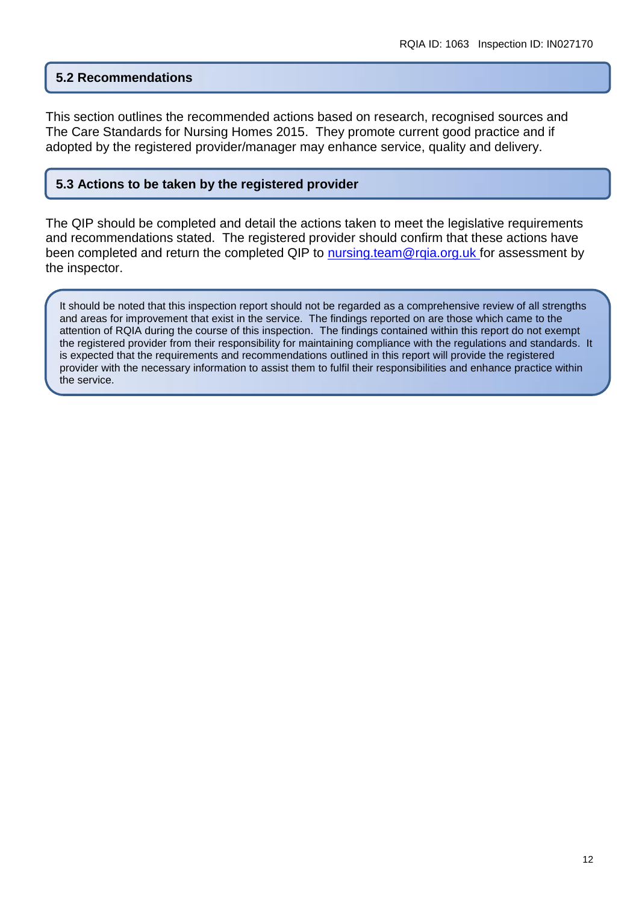## 5.2 Recommendations

This section outlines the recommended actions based on research, recognised sources and The Care Standards for Nursing Homes 2015. They promote current good practice and if adopted by the registered provider/manager may enhance service, quality and delivery.

## 5.3 Actions to be taken by the registered provider

The QIP should be completed and detail the actions taken to meet the legislative requirements and recommendations stated. The registered provider should confirm that these actions have been completed and return the completed QIP to nursing.team@rqia.org.uk for assessment by the inspector.

It should be noted that this inspection report should not be regarded as a comprehensive review of all strengths and areas for improvement that exist in the service. The findings reported on are those which came to the attention of RQIA during the course of this inspection. The findings contained within this report do not exempt the registered provider from their responsibility for maintaining compliance with the regulations and standards. It is expected that the requirements and recommendations outlined in this report will provide the registered provider with the necessary information to assist them to fulfil their responsibilities and enhance practice within the service.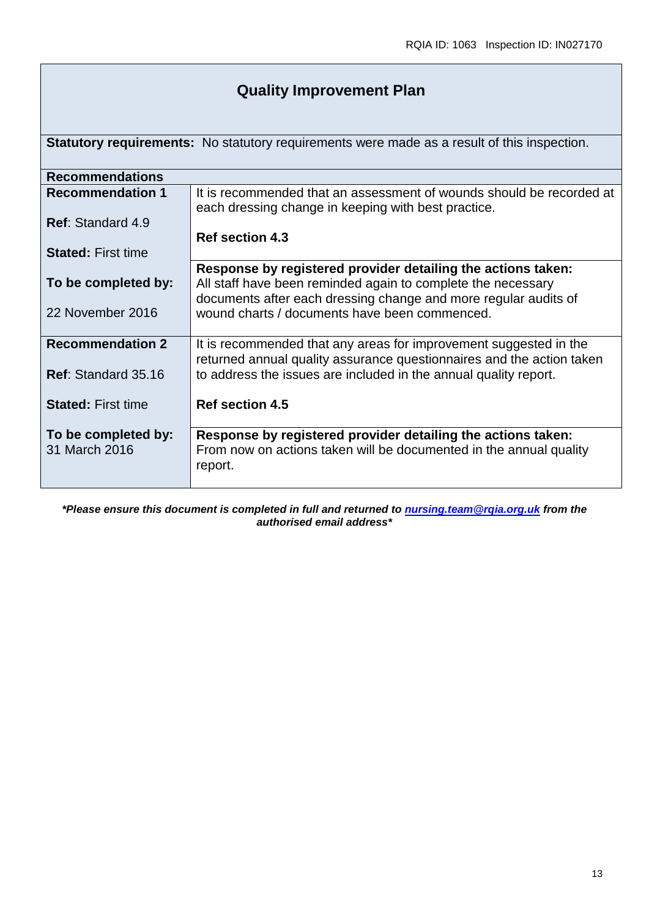# Quality Improvement Plan

**Statutory requirements:** No statutory requirements were made as a result of this inspection.

| **Recommendations** | |
|---|---|
| **Recommendation 1**<br><br>**Ref**: Standard 4.9<br><br>**Stated:** First time<br><br>**To be completed by:**<br><br>22 November 2016 | It is recommended that an assessment of wounds should be recorded at each dressing change in keeping with best practice.<br><br>**Ref section 4.3**<br><br>**Response by registered provider detailing the actions taken:**<br>All staff have been reminded again to complete the necessary documents after each dressing change and more regular audits of wound charts / documents have been commenced. |
| **Recommendation 2**<br><br>**Ref**: Standard 35.16<br><br>**Stated:** First time<br><br>**To be completed by:**<br>31 March 2016 | It is recommended that any areas for improvement suggested in the returned annual quality assurance questionnaires and the action taken to address the issues are included in the annual quality report.<br><br>**Ref section 4.5**<br><br>**Response by registered provider detailing the actions taken:**<br>From now on actions taken will be documented in the annual quality report. |

***Please ensure this document is completed in full and returned to nursing.team@rqia.org.uk from the authorised email address***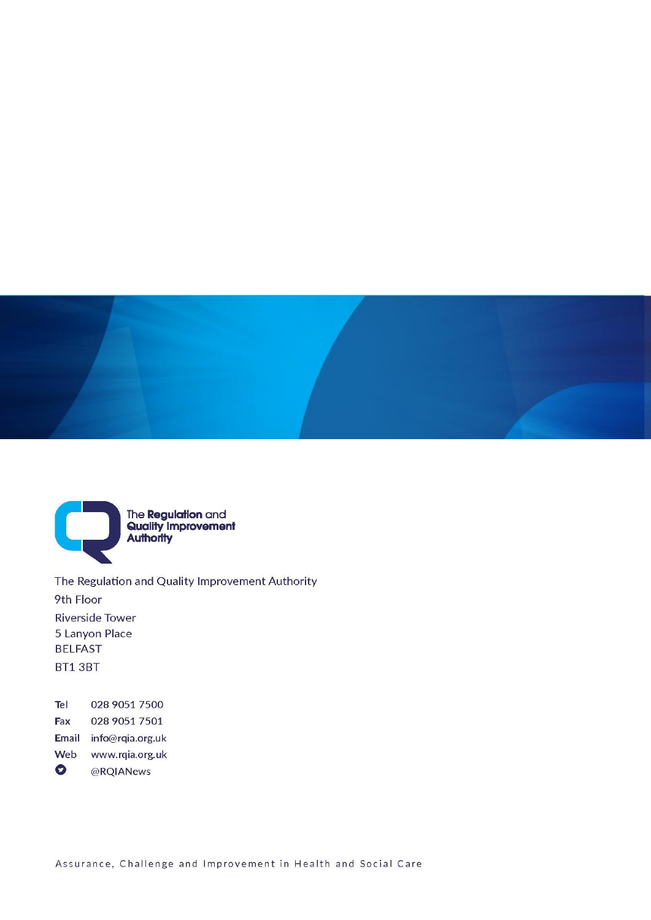The Regulation and Quality Improvement Authority

The Regulation and Quality Improvement Authority
9th Floor
Riverside Tower
5 Lanyon Place
BELFAST
BT1 3BT

Tel 028 9051 7500
Fax 028 9051 7501
Email info@rqia.org.uk
Web www.rqia.org.uk
@RQIANews

Assurance, Challenge and Improvement in Health and Social Care